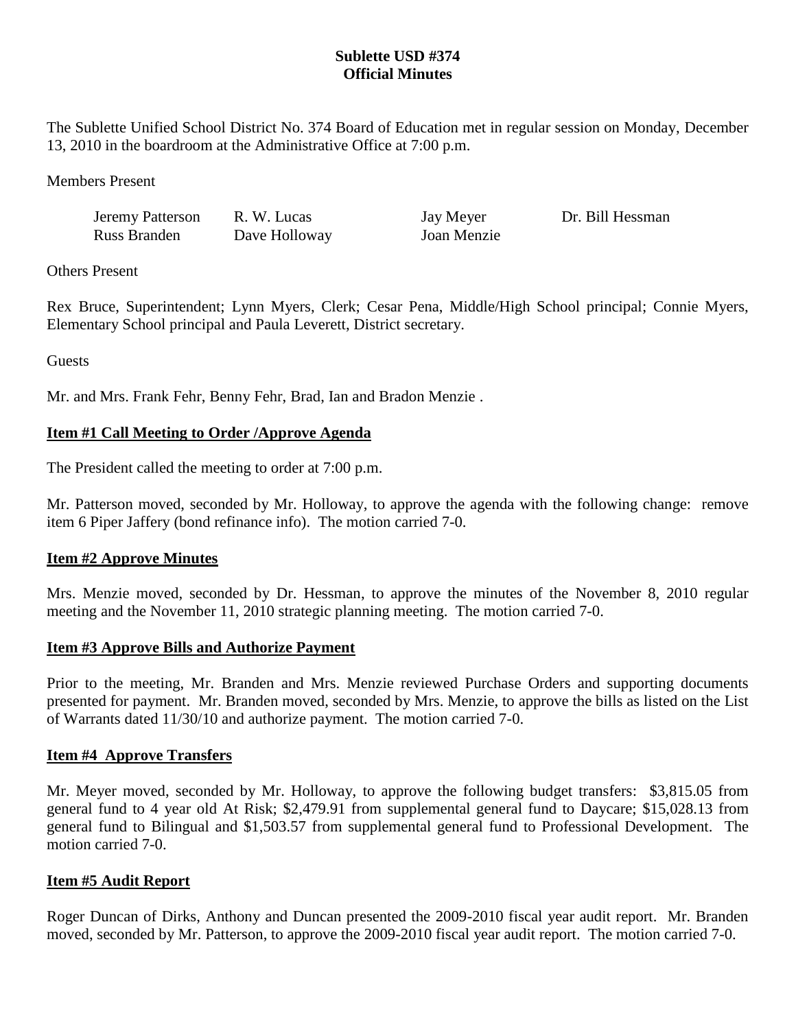**Sublette USD #374**
**Official Minutes**

The Sublette Unified School District No. 374 Board of Education met in regular session on Monday, December 13, 2010 in the boardroom at the Administrative Office at 7:00 p.m.

Members Present

| | | | |
|---|---|---|---|
| Jeremy Patterson | R. W. Lucas | Jay Meyer | Dr. Bill Hessman |
| Russ Branden | Dave Holloway | Joan Menzie | |

Others Present

Rex Bruce, Superintendent; Lynn Myers, Clerk; Cesar Pena, Middle/High School principal; Connie Myers, Elementary School principal and Paula Leverett, District secretary.

Guests

Mr. and Mrs. Frank Fehr, Benny Fehr, Brad, Ian and Bradon Menzie .

**Item #1 Call Meeting to Order /Approve Agenda**

The President called the meeting to order at 7:00 p.m.

Mr. Patterson moved, seconded by Mr. Holloway, to approve the agenda with the following change: remove item 6 Piper Jaffery (bond refinance info). The motion carried 7-0.

**Item #2 Approve Minutes**

Mrs. Menzie moved, seconded by Dr. Hessman, to approve the minutes of the November 8, 2010 regular meeting and the November 11, 2010 strategic planning meeting. The motion carried 7-0.

**Item #3 Approve Bills and Authorize Payment**

Prior to the meeting, Mr. Branden and Mrs. Menzie reviewed Purchase Orders and supporting documents presented for payment. Mr. Branden moved, seconded by Mrs. Menzie, to approve the bills as listed on the List of Warrants dated 11/30/10 and authorize payment. The motion carried 7-0.

**Item #4 Approve Transfers**

Mr. Meyer moved, seconded by Mr. Holloway, to approve the following budget transfers: $3,815.05 from general fund to 4 year old At Risk; $2,479.91 from supplemental general fund to Daycare; $15,028.13 from general fund to Bilingual and $1,503.57 from supplemental general fund to Professional Development. The motion carried 7-0.

**Item #5 Audit Report**

Roger Duncan of Dirks, Anthony and Duncan presented the 2009-2010 fiscal year audit report. Mr. Branden moved, seconded by Mr. Patterson, to approve the 2009-2010 fiscal year audit report. The motion carried 7-0.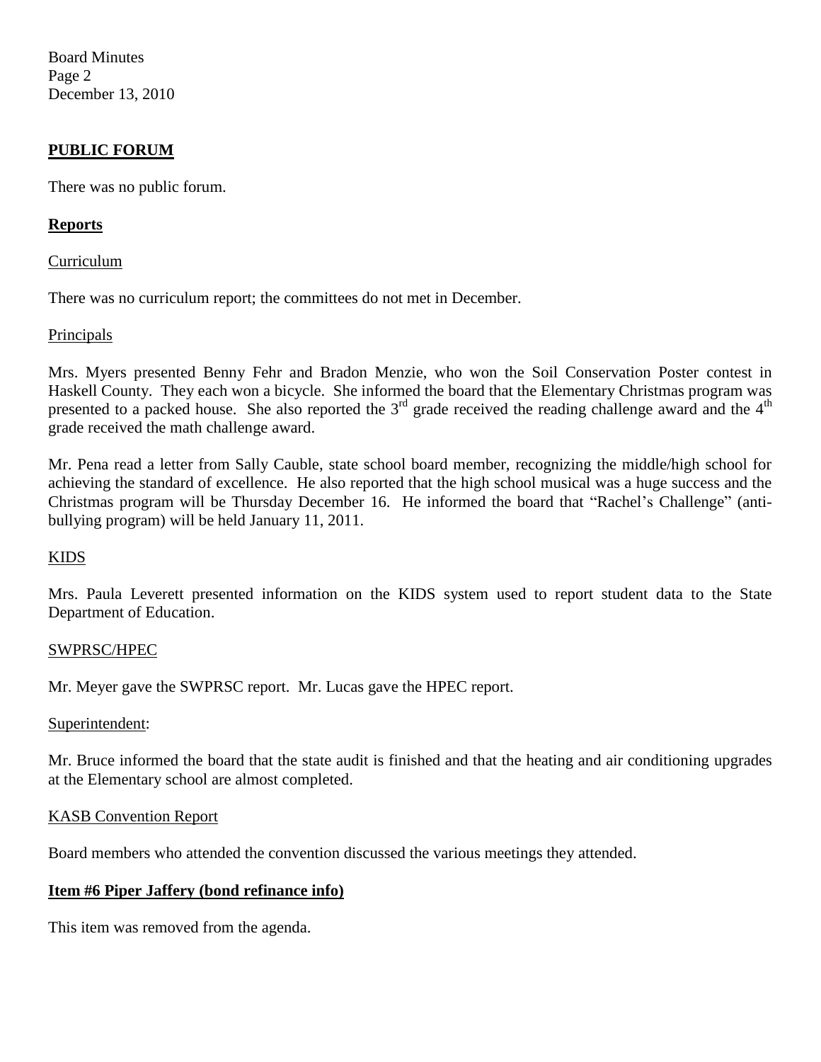## PUBLIC FORUM

There was no public forum.

## Reports

Curriculum

There was no curriculum report; the committees do not met in December.

Principals

Mrs. Myers presented Benny Fehr and Bradon Menzie, who won the Soil Conservation Poster contest in Haskell County. They each won a bicycle. She informed the board that the Elementary Christmas program was presented to a packed house. She also reported the 3rd grade received the reading challenge award and the 4th grade received the math challenge award.

Mr. Pena read a letter from Sally Cauble, state school board member, recognizing the middle/high school for achieving the standard of excellence. He also reported that the high school musical was a huge success and the Christmas program will be Thursday December 16. He informed the board that "Rachel's Challenge" (anti-bullying program) will be held January 11, 2011.

KIDS

Mrs. Paula Leverett presented information on the KIDS system used to report student data to the State Department of Education.

SWPRSC/HPEC

Mr. Meyer gave the SWPRSC report. Mr. Lucas gave the HPEC report.

Superintendent:

Mr. Bruce informed the board that the state audit is finished and that the heating and air conditioning upgrades at the Elementary school are almost completed.

KASB Convention Report

Board members who attended the convention discussed the various meetings they attended.

## Item #6 Piper Jaffery (bond refinance info)

This item was removed from the agenda.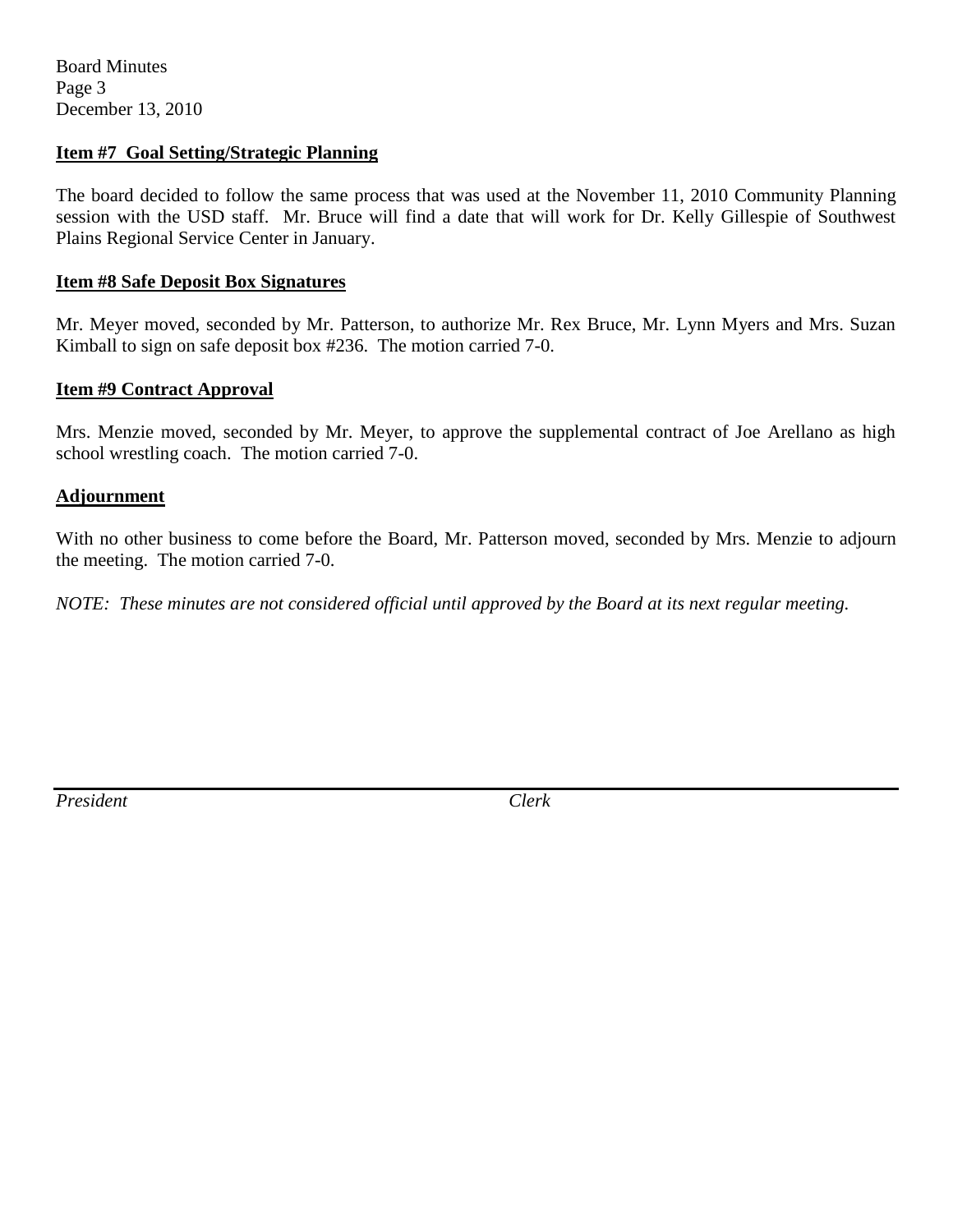## Item #7  Goal Setting/Strategic Planning

The board decided to follow the same process that was used at the November 11, 2010 Community Planning session with the USD staff.  Mr. Bruce will find a date that will work for Dr. Kelly Gillespie of Southwest Plains Regional Service Center in January.

## Item #8 Safe Deposit Box Signatures

Mr. Meyer moved, seconded by Mr. Patterson, to authorize Mr. Rex Bruce, Mr. Lynn Myers and Mrs. Suzan Kimball to sign on safe deposit box #236.  The motion carried 7-0.

## Item #9 Contract Approval

Mrs. Menzie moved, seconded by Mr. Meyer, to approve the supplemental contract of Joe Arellano as high school wrestling coach.  The motion carried 7-0.

## Adjournment

With no other business to come before the Board, Mr. Patterson moved, seconded by Mrs. Menzie to adjourn the meeting.  The motion carried 7-0.

*NOTE:  These minutes are not considered official until approved by the Board at its next regular meeting.*

*President* *Clerk*